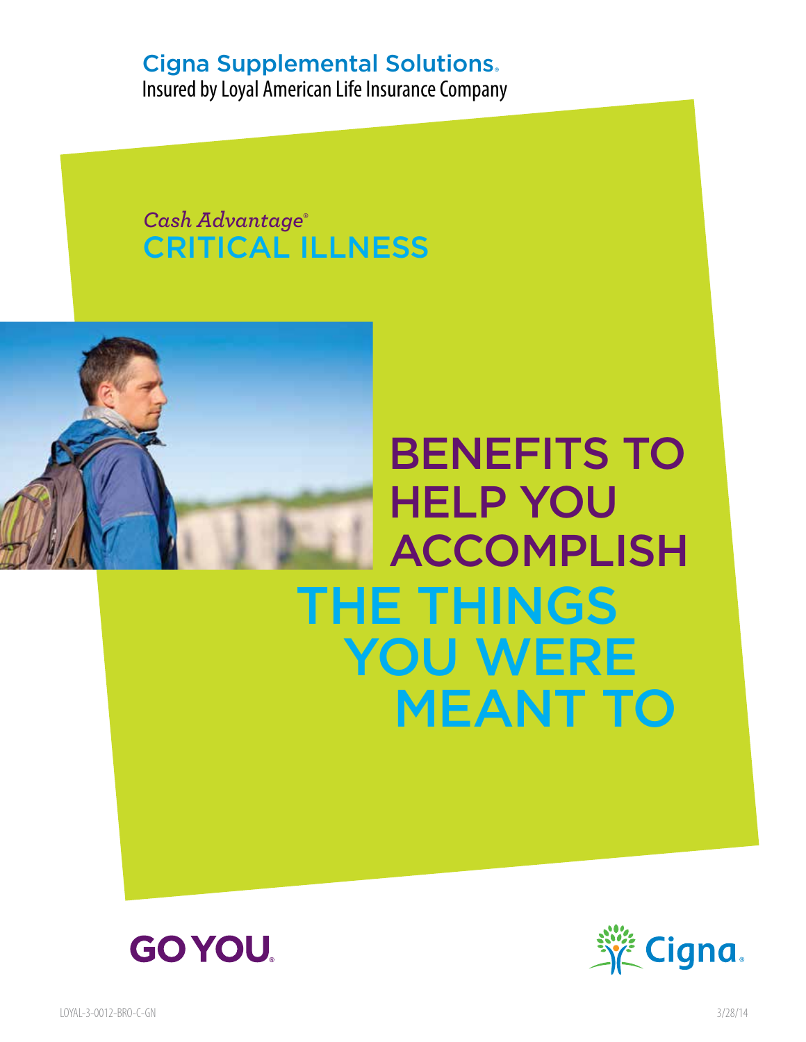Cigna Supplemental Solutions.
Insured by Loyal American Life Insurance Company

*Cash Advantage®*
# CRITICAL ILLNESS

## BENEFITS TO HELP YOU ACCOMPLISH THE THINGS YOU WERE MEANT TO

GO YOU.

Cigna.

LOYAL-3-0012-BRO-C-GN 3/28/14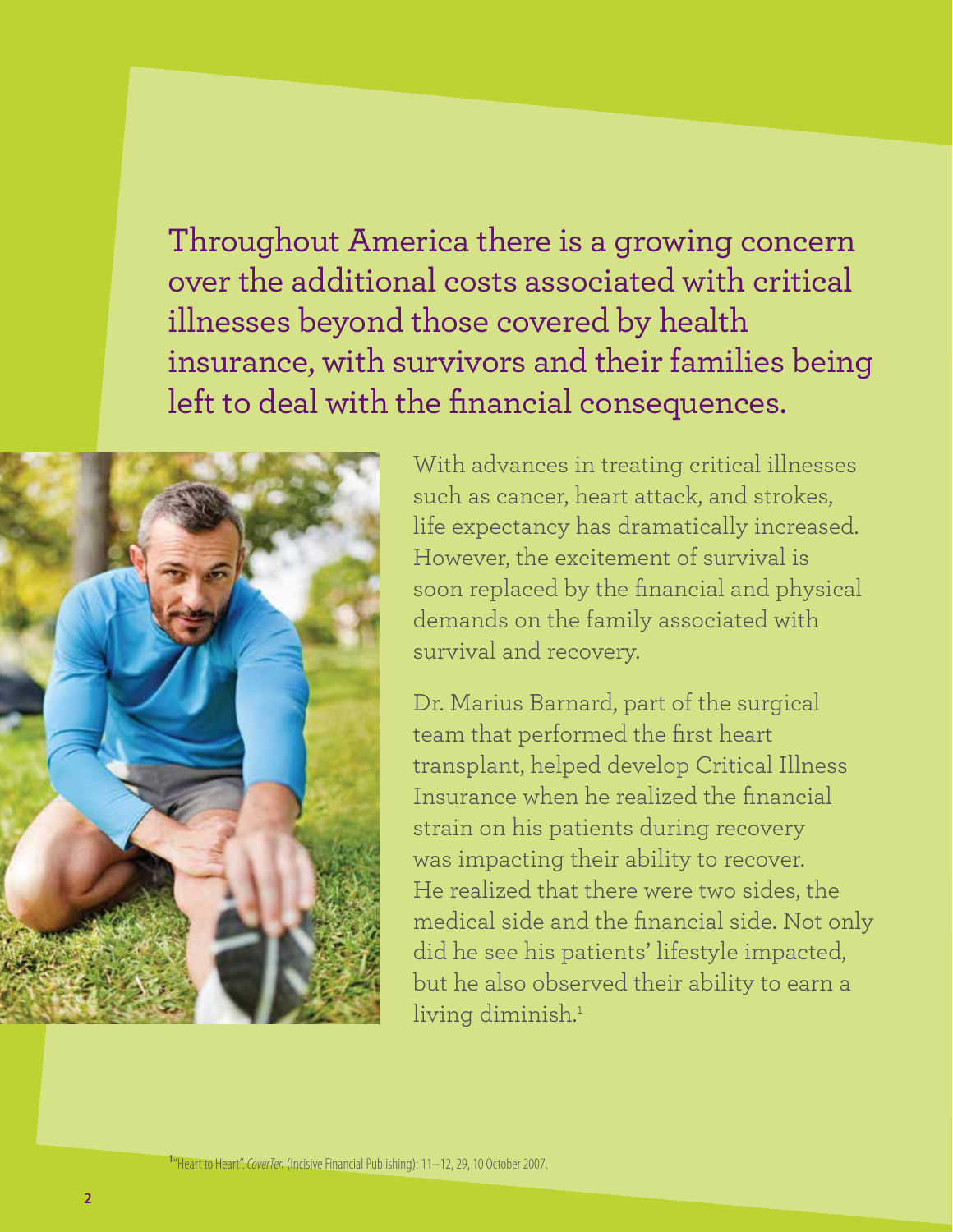## Throughout America there is a growing concern over the additional costs associated with critical illnesses beyond those covered by health insurance, with survivors and their families being left to deal with the financial consequences.

With advances in treating critical illnesses such as cancer, heart attack, and strokes, life expectancy has dramatically increased. However, the excitement of survival is soon replaced by the financial and physical demands on the family associated with survival and recovery.

Dr. Marius Barnard, part of the surgical team that performed the first heart transplant, helped develop Critical Illness Insurance when he realized the financial strain on his patients during recovery was impacting their ability to recover. He realized that there were two sides, the medical side and the financial side. Not only did he see his patients' lifestyle impacted, but he also observed their ability to earn a living diminish.[1]

[1] "Heart to Heart". *CoverTen* (Incisive Financial Publishing): 11–12, 29, 10 October 2007.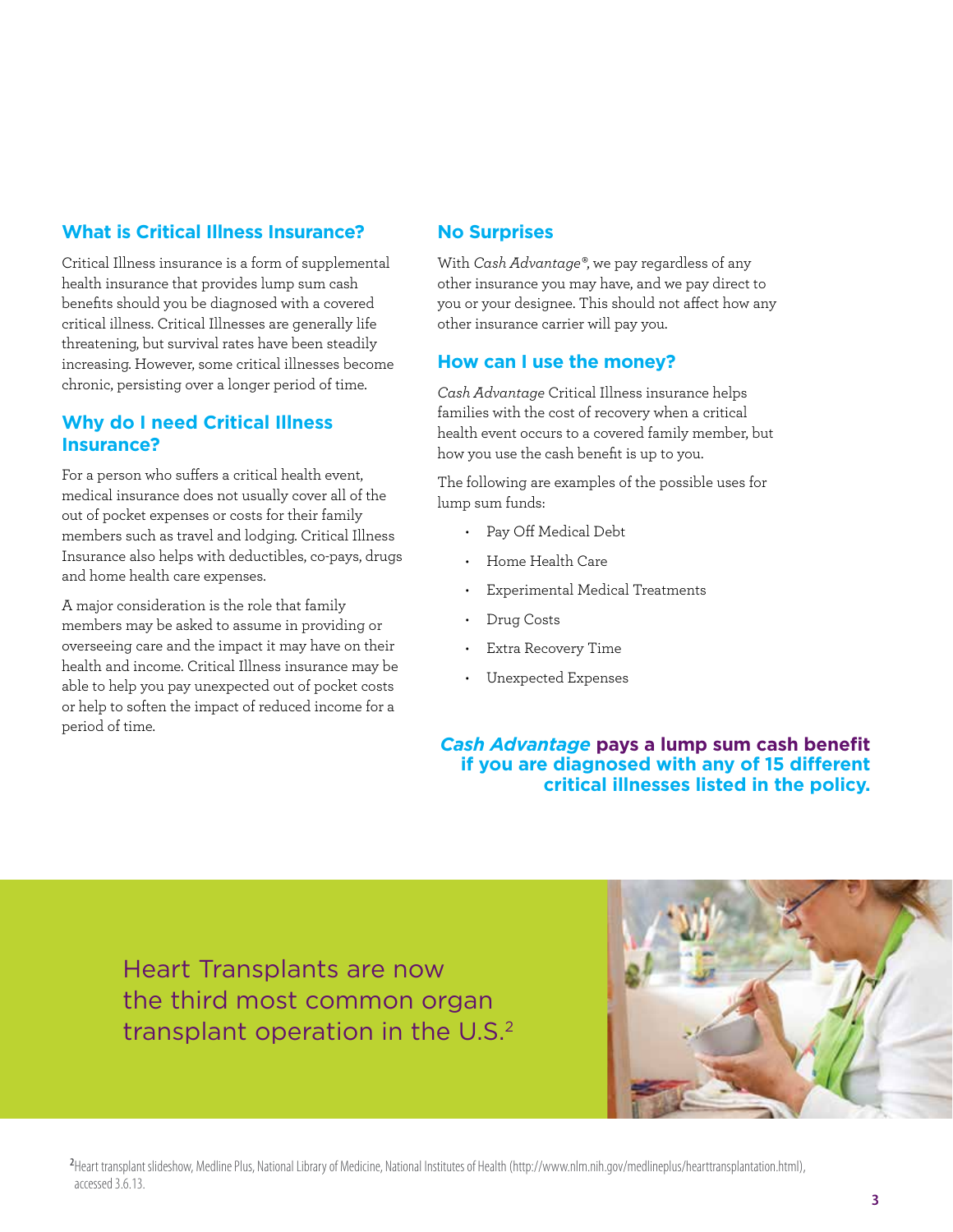## What is Critical Illness Insurance?

Critical Illness insurance is a form of supplemental health insurance that provides lump sum cash benefits should you be diagnosed with a covered critical illness. Critical Illnesses are generally life threatening, but survival rates have been steadily increasing. However, some critical illnesses become chronic, persisting over a longer period of time.

## Why do I need Critical Illness Insurance?

For a person who suffers a critical health event, medical insurance does not usually cover all of the out of pocket expenses or costs for their family members such as travel and lodging. Critical Illness Insurance also helps with deductibles, co-pays, drugs and home health care expenses.

A major consideration is the role that family members may be asked to assume in providing or overseeing care and the impact it may have on their health and income. Critical Illness insurance may be able to help you pay unexpected out of pocket costs or help to soften the impact of reduced income for a period of time.

## No Surprises

With *Cash Advantage®*, we pay regardless of any other insurance you may have, and we pay direct to you or your designee. This should not affect how any other insurance carrier will pay you.

## How can I use the money?

*Cash Advantage* Critical Illness insurance helps families with the cost of recovery when a critical health event occurs to a covered family member, but how you use the cash benefit is up to you.

The following are examples of the possible uses for lump sum funds:

- Pay Off Medical Debt
- Home Health Care
- Experimental Medical Treatments
- Drug Costs
- Extra Recovery Time
- Unexpected Expenses

***Cash Advantage* pays a lump sum cash benefit if you are diagnosed with any of 15 different critical illnesses listed in the policy.**

Heart Transplants are now the third most common organ transplant operation in the U.S.[2]

[2] Heart transplant slideshow, Medline Plus, National Library of Medicine, National Institutes of Health (http://www.nlm.nih.gov/medlineplus/hearttransplantation.html), accessed 3.6.13.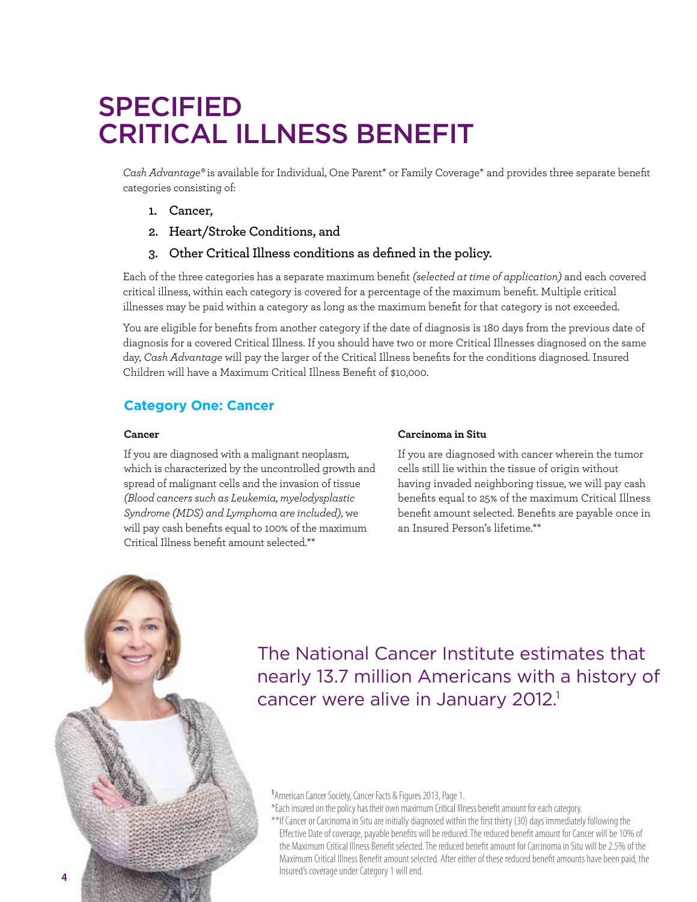# SPECIFIED CRITICAL ILLNESS BENEFIT

*Cash Advantage®* is available for Individual, One Parent* or Family Coverage* and provides three separate benefit categories consisting of:

1. **Cancer,**
2. **Heart/Stroke Conditions, and**
3. **Other Critical Illness conditions as defined in the policy.**

Each of the three categories has a separate maximum benefit *(selected at time of application)* and each covered critical illness, within each category is covered for a percentage of the maximum benefit. Multiple critical illnesses may be paid within a category as long as the maximum benefit for that category is not exceeded.

You are eligible for benefits from another category if the date of diagnosis is 180 days from the previous date of diagnosis for a covered Critical Illness. If you should have two or more Critical Illnesses diagnosed on the same day, *Cash Advantage* will pay the larger of the Critical Illness benefits for the conditions diagnosed. Insured Children will have a Maximum Critical Illness Benefit of $10,000.

## Category One: Cancer

**Cancer**

If you are diagnosed with a malignant neoplasm, which is characterized by the uncontrolled growth and spread of malignant cells and the invasion of tissue *(Blood cancers such as Leukemia, myelodysplastic Syndrome (MDS) and Lymphoma are included)*, we will pay cash benefits equal to 100% of the maximum Critical Illness benefit amount selected.**

**Carcinoma in Situ**

If you are diagnosed with cancer wherein the tumor cells still lie within the tissue of origin without having invaded neighboring tissue, we will pay cash benefits equal to 25% of the maximum Critical Illness benefit amount selected. Benefits are payable once in an Insured Person's lifetime.**

The National Cancer Institute estimates that nearly 13.7 million Americans with a history of cancer were alive in January 2012.[1]

[1] American Cancer Society, Cancer Facts & Figures 2013, Page 1.

*Each insured on the policy has their own maximum Critical Illness benefit amount for each category.

**If Cancer or Carcinoma in Situ are initially diagnosed within the first thirty (30) days immediately following the Effective Date of coverage, payable benefits will be reduced. The reduced benefit amount for Cancer will be 10% of the Maximum Critical Illness Benefit selected. The reduced benefit amount for Carcinoma in Situ will be 2.5% of the Maximum Critical Illness Benefit amount selected. After either of these reduced benefit amounts have been paid, the Insured's coverage under Category 1 will end.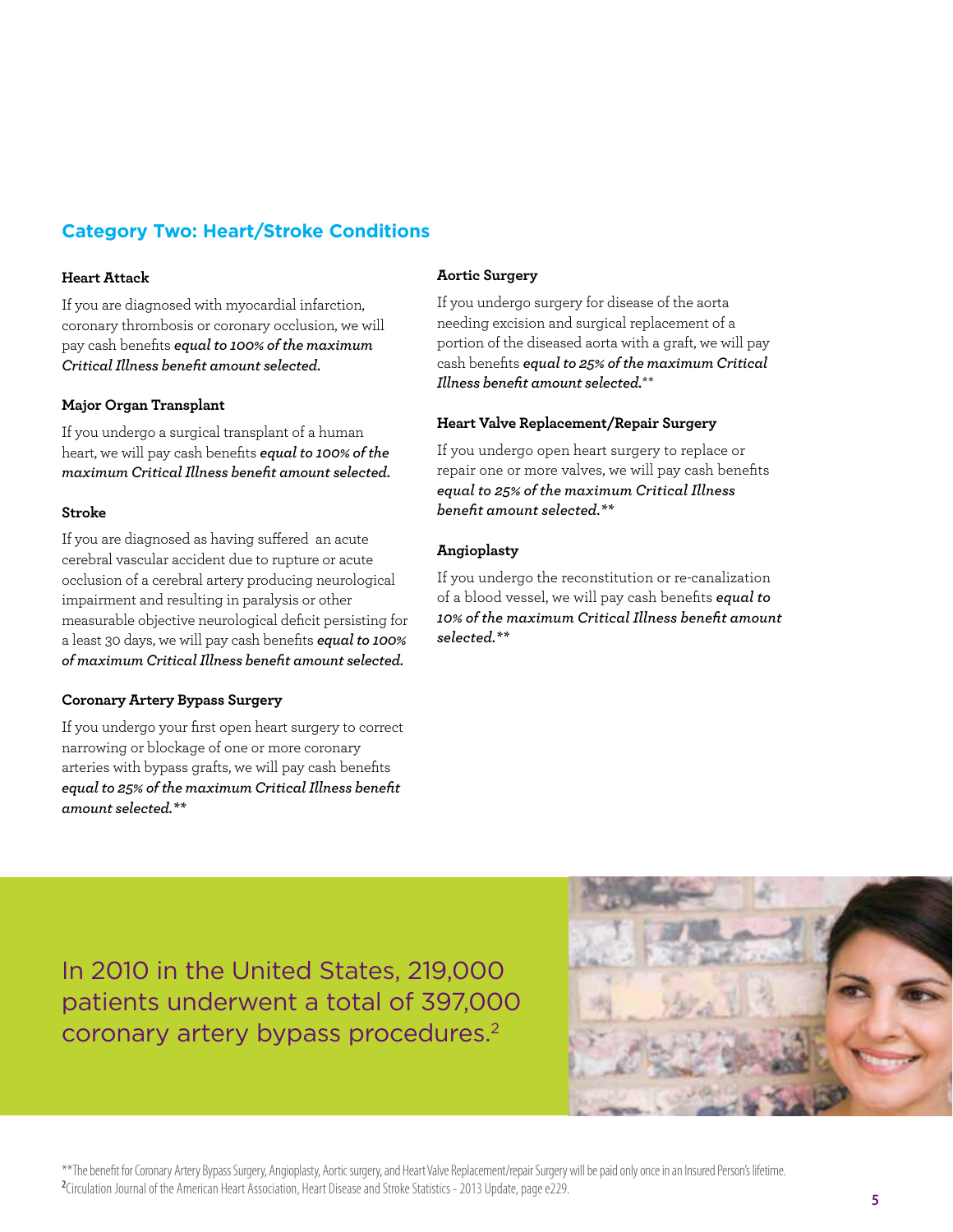## Category Two: Heart/Stroke Conditions

**Heart Attack**

If you are diagnosed with myocardial infarction, coronary thrombosis or coronary occlusion, we will pay cash benefits ***equal to 100% of the maximum Critical Illness benefit amount selected.***

**Major Organ Transplant**

If you undergo a surgical transplant of a human heart, we will pay cash benefits ***equal to 100% of the maximum Critical Illness benefit amount selected.***

**Stroke**

If you are diagnosed as having suffered an acute cerebral vascular accident due to rupture or acute occlusion of a cerebral artery producing neurological impairment and resulting in paralysis or other measurable objective neurological deficit persisting for a least 30 days, we will pay cash benefits ***equal to 100% of maximum Critical Illness benefit amount selected.***

**Coronary Artery Bypass Surgery**

If you undergo your first open heart surgery to correct narrowing or blockage of one or more coronary arteries with bypass grafts, we will pay cash benefits ***equal to 25% of the maximum Critical Illness benefit amount selected.****\*

**Aortic Surgery**

If you undergo surgery for disease of the aorta needing excision and surgical replacement of a portion of the diseased aorta with a graft, we will pay cash benefits ***equal to 25% of the maximum Critical Illness benefit amount selected.****\*

**Heart Valve Replacement/Repair Surgery**

If you undergo open heart surgery to replace or repair one or more valves, we will pay cash benefits ***equal to 25% of the maximum Critical Illness benefit amount selected.****\*

**Angioplasty**

If you undergo the reconstitution or re-canalization of a blood vessel, we will pay cash benefits ***equal to 10% of the maximum Critical Illness benefit amount selected.****\*

In 2010 in the United States, 219,000 patients underwent a total of 397,000 coronary artery bypass procedures.[2]

**The benefit for Coronary Artery Bypass Surgery, Angioplasty, Aortic surgery, and Heart Valve Replacement/repair Surgery will be paid only once in an Insured Person's lifetime.

[2]Circulation Journal of the American Heart Association, Heart Disease and Stroke Statistics - 2013 Update, page e229.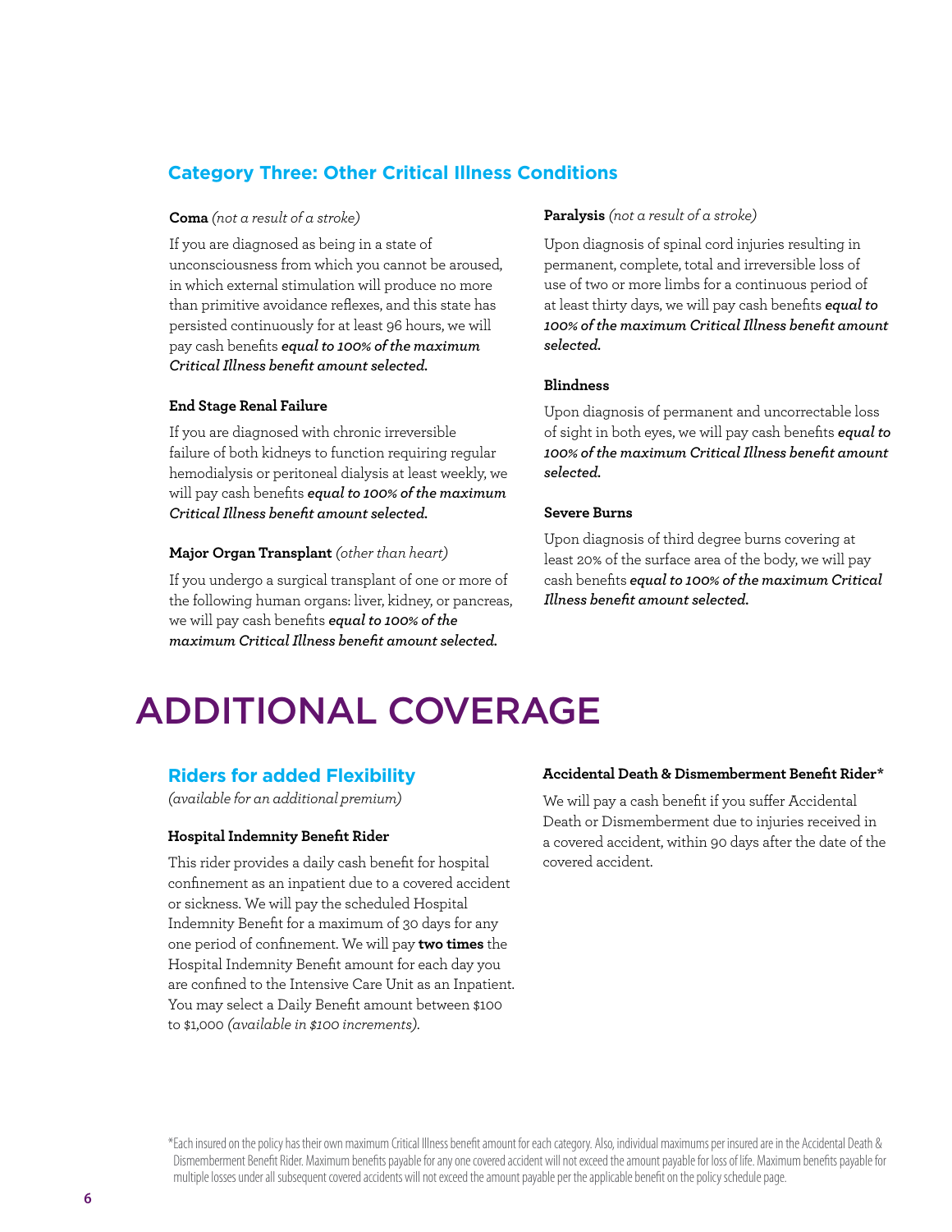## Category Three: Other Critical Illness Conditions

**Coma** *(not a result of a stroke)*

If you are diagnosed as being in a state of unconsciousness from which you cannot be aroused, in which external stimulation will produce no more than primitive avoidance reflexes, and this state has persisted continuously for at least 96 hours, we will pay cash benefits ***equal to 100% of the maximum Critical Illness benefit amount selected.***

**End Stage Renal Failure**

If you are diagnosed with chronic irreversible failure of both kidneys to function requiring regular hemodialysis or peritoneal dialysis at least weekly, we will pay cash benefits ***equal to 100% of the maximum Critical Illness benefit amount selected.***

**Major Organ Transplant** *(other than heart)*

If you undergo a surgical transplant of one or more of the following human organs: liver, kidney, or pancreas, we will pay cash benefits ***equal to 100% of the maximum Critical Illness benefit amount selected.***

**Paralysis** *(not a result of a stroke)*

Upon diagnosis of spinal cord injuries resulting in permanent, complete, total and irreversible loss of use of two or more limbs for a continuous period of at least thirty days, we will pay cash benefits ***equal to 100% of the maximum Critical Illness benefit amount selected.***

**Blindness**

Upon diagnosis of permanent and uncorrectable loss of sight in both eyes, we will pay cash benefits ***equal to 100% of the maximum Critical Illness benefit amount selected.***

**Severe Burns**

Upon diagnosis of third degree burns covering at least 20% of the surface area of the body, we will pay cash benefits ***equal to 100% of the maximum Critical Illness benefit amount selected.***

# ADDITIONAL COVERAGE

## Riders for added Flexibility

*(available for an additional premium)*

**Hospital Indemnity Benefit Rider**

This rider provides a daily cash benefit for hospital confinement as an inpatient due to a covered accident or sickness. We will pay the scheduled Hospital Indemnity Benefit for a maximum of 30 days for any one period of confinement. We will pay **two times** the Hospital Indemnity Benefit amount for each day you are confined to the Intensive Care Unit as an Inpatient. You may select a Daily Benefit amount between $100 to $1,000 *(available in $100 increments)*.

**Accidental Death & Dismemberment Benefit Rider***

We will pay a cash benefit if you suffer Accidental Death or Dismemberment due to injuries received in a covered accident, within 90 days after the date of the covered accident.

*Each insured on the policy has their own maximum Critical Illness benefit amount for each category. Also, individual maximums per insured are in the Accidental Death & Dismemberment Benefit Rider. Maximum benefits payable for any one covered accident will not exceed the amount payable for loss of life. Maximum benefits payable for multiple losses under all subsequent covered accidents will not exceed the amount payable per the applicable benefit on the policy schedule page.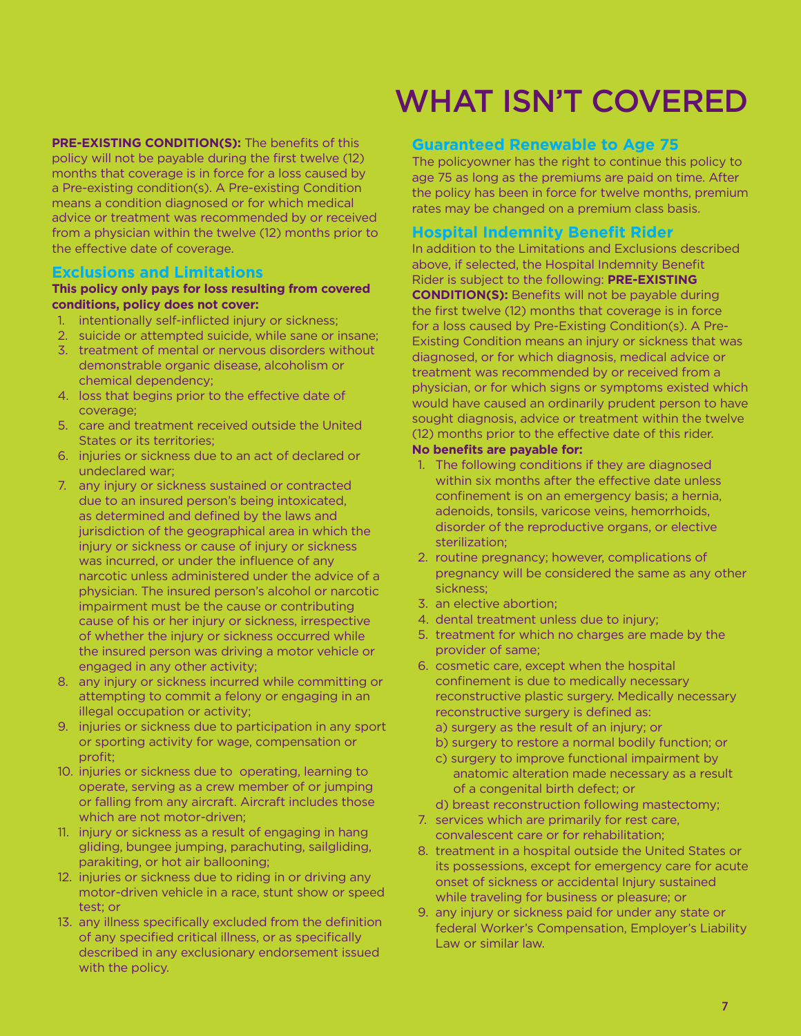# WHAT ISN'T COVERED

**PRE-EXISTING CONDITION(S):** The benefits of this policy will not be payable during the first twelve (12) months that coverage is in force for a loss caused by a Pre-existing condition(s). A Pre-existing Condition means a condition diagnosed or for which medical advice or treatment was recommended by or received from a physician within the twelve (12) months prior to the effective date of coverage.

## Exclusions and Limitations

**This policy only pays for loss resulting from covered conditions, policy does not cover:**

1. intentionally self-inflicted injury or sickness;
2. suicide or attempted suicide, while sane or insane;
3. treatment of mental or nervous disorders without demonstrable organic disease, alcoholism or chemical dependency;
4. loss that begins prior to the effective date of coverage;
5. care and treatment received outside the United States or its territories;
6. injuries or sickness due to an act of declared or undeclared war;
7. any injury or sickness sustained or contracted due to an insured person's being intoxicated, as determined and defined by the laws and jurisdiction of the geographical area in which the injury or sickness or cause of injury or sickness was incurred, or under the influence of any narcotic unless administered under the advice of a physician. The insured person's alcohol or narcotic impairment must be the cause or contributing cause of his or her injury or sickness, irrespective of whether the injury or sickness occurred while the insured person was driving a motor vehicle or engaged in any other activity;
8. any injury or sickness incurred while committing or attempting to commit a felony or engaging in an illegal occupation or activity;
9. injuries or sickness due to participation in any sport or sporting activity for wage, compensation or profit;
10. injuries or sickness due to operating, learning to operate, serving as a crew member of or jumping or falling from any aircraft. Aircraft includes those which are not motor-driven;
11. injury or sickness as a result of engaging in hang gliding, bungee jumping, parachuting, sailgliding, parakiting, or hot air ballooning;
12. injuries or sickness due to riding in or driving any motor-driven vehicle in a race, stunt show or speed test; or
13. any illness specifically excluded from the definition of any specified critical illness, or as specifically described in any exclusionary endorsement issued with the policy.

## Guaranteed Renewable to Age 75

The policyowner has the right to continue this policy to age 75 as long as the premiums are paid on time. After the policy has been in force for twelve months, premium rates may be changed on a premium class basis.

## Hospital Indemnity Benefit Rider

In addition to the Limitations and Exclusions described above, if selected, the Hospital Indemnity Benefit Rider is subject to the following: **PRE-EXISTING CONDITION(S):** Benefits will not be payable during the first twelve (12) months that coverage is in force for a loss caused by Pre-Existing Condition(s). A Pre-Existing Condition means an injury or sickness that was diagnosed, or for which diagnosis, medical advice or treatment was recommended by or received from a physician, or for which signs or symptoms existed which would have caused an ordinarily prudent person to have sought diagnosis, advice or treatment within the twelve (12) months prior to the effective date of this rider.

**No benefits are payable for:**

1. The following conditions if they are diagnosed within six months after the effective date unless confinement is on an emergency basis; a hernia, adenoids, tonsils, varicose veins, hemorrhoids, disorder of the reproductive organs, or elective sterilization;
2. routine pregnancy; however, complications of pregnancy will be considered the same as any other sickness;
3. an elective abortion;
4. dental treatment unless due to injury;
5. treatment for which no charges are made by the provider of same;
6. cosmetic care, except when the hospital confinement is due to medically necessary reconstructive plastic surgery. Medically necessary reconstructive surgery is defined as:
   a) surgery as the result of an injury; or
   b) surgery to restore a normal bodily function; or
   c) surgery to improve functional impairment by anatomic alteration made necessary as a result of a congenital birth defect; or
   d) breast reconstruction following mastectomy;
7. services which are primarily for rest care, convalescent care or for rehabilitation;
8. treatment in a hospital outside the United States or its possessions, except for emergency care for acute onset of sickness or accidental Injury sustained while traveling for business or pleasure; or
9. any injury or sickness paid for under any state or federal Worker's Compensation, Employer's Liability Law or similar law.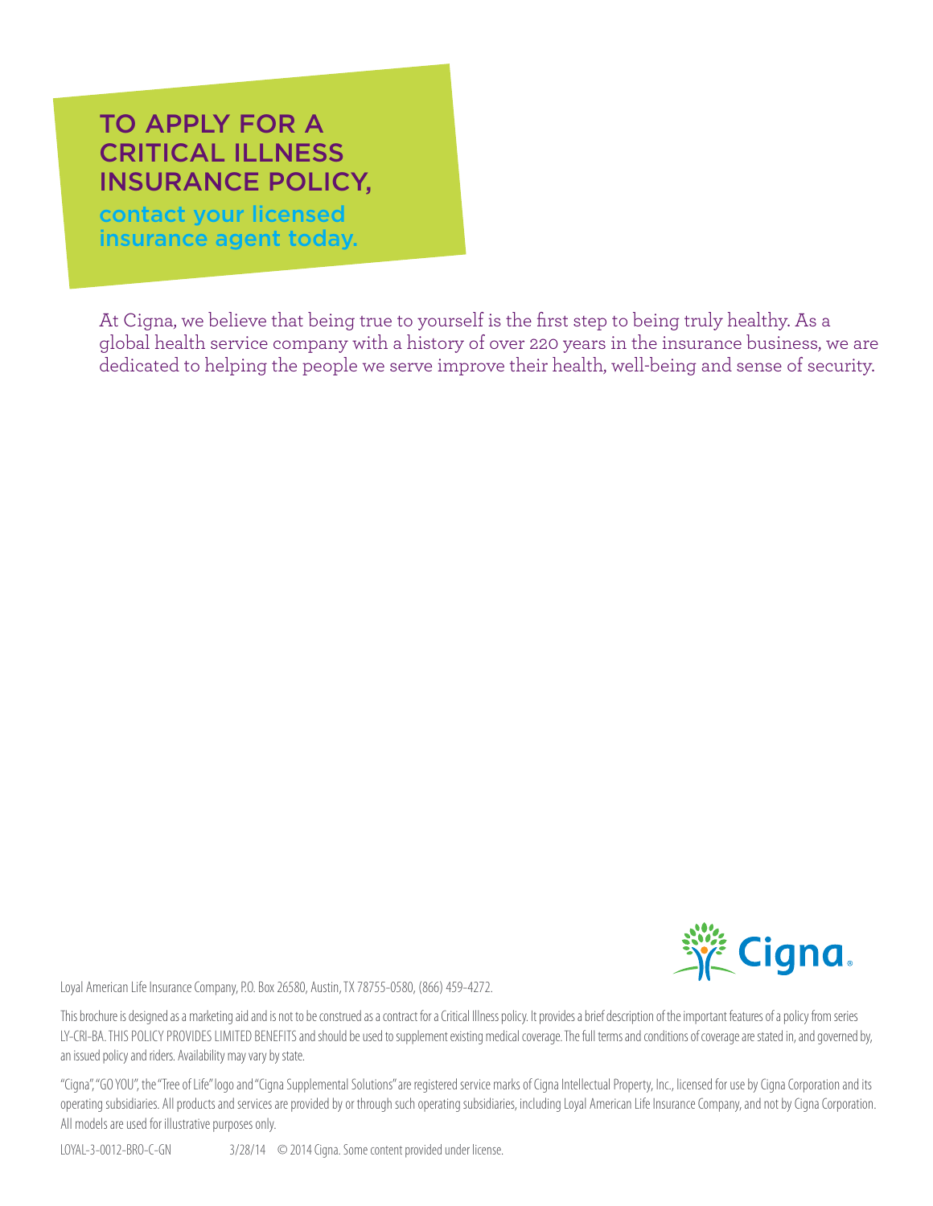# TO APPLY FOR A CRITICAL ILLNESS INSURANCE POLICY,

contact your licensed insurance agent today.

At Cigna, we believe that being true to yourself is the first step to being truly healthy. As a global health service company with a history of over 220 years in the insurance business, we are dedicated to helping the people we serve improve their health, well-being and sense of security.

Cigna.

Loyal American Life Insurance Company, P.O. Box 26580, Austin, TX 78755-0580, (866) 459-4272.

This brochure is designed as a marketing aid and is not to be construed as a contract for a Critical Illness policy. It provides a brief description of the important features of a policy from series LY-CRI-BA. THIS POLICY PROVIDES LIMITED BENEFITS and should be used to supplement existing medical coverage. The full terms and conditions of coverage are stated in, and governed by, an issued policy and riders. Availability may vary by state.

"Cigna", "GO YOU", the "Tree of Life" logo and "Cigna Supplemental Solutions" are registered service marks of Cigna Intellectual Property, Inc., licensed for use by Cigna Corporation and its operating subsidiaries. All products and services are provided by or through such operating subsidiaries, including Loyal American Life Insurance Company, and not by Cigna Corporation. All models are used for illustrative purposes only.

LOYAL-3-0012-BRO-C-GN 3/28/14 © 2014 Cigna. Some content provided under license.